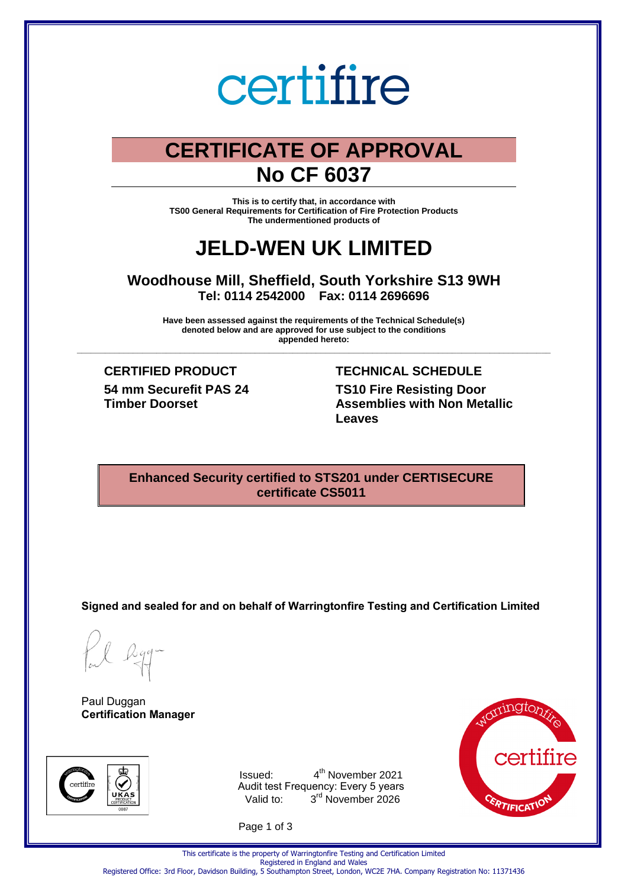# certifire

## CERTIFICATE OF APPROVAL

## No CF 6037

**This is to certify that, in accordance with**
**TS00 General Requirements for Certification of Fire Protection Products**
**The undermentioned products of**

# JELD-WEN UK LIMITED

**Woodhouse Mill, Sheffield, South Yorkshire S13 9WH**
**Tel: 0114 2542000 Fax: 0114 2696696**

**Have been assessed against the requirements of the Technical Schedule(s) denoted below and are approved for use subject to the conditions appended hereto:**

| CERTIFIED PRODUCT | TECHNICAL SCHEDULE |
|---|---|
| **54 mm Securefit PAS 24 Timber Doorset** | **TS10 Fire Resisting Door Assemblies with Non Metallic Leaves** |

**Enhanced Security certified to STS201 under CERTISECURE certificate CS5011**

**Signed and sealed for and on behalf of Warringtonfire Testing and Certification Limited**

Paul Duggan
**Certification Manager**

Issued: 4th November 2021
Audit test Frequency: Every 5 years
Valid to: 3rd November 2026

This certificate is the property of Warringtonfire Testing and Certification Limited
Registered in England and Wales
Registered Office: 3rd Floor, Davidson Building, 5 Southampton Street, London, WC2E 7HA. Company Registration No: 11371436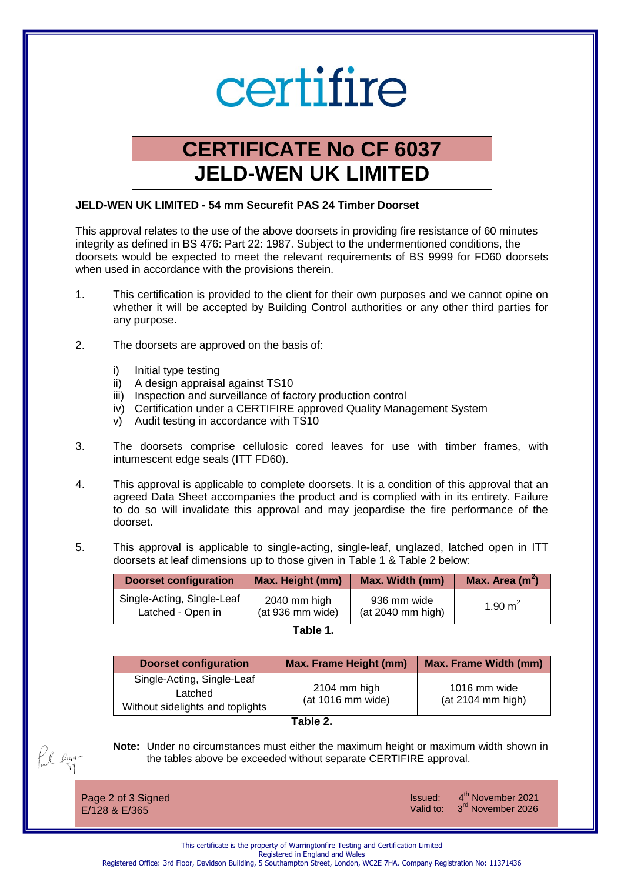certifire

# CERTIFICATE No CF 6037
# JELD-WEN UK LIMITED

**JELD-WEN UK LIMITED - 54 mm Securefit PAS 24 Timber Doorset**

This approval relates to the use of the above doorsets in providing fire resistance of 60 minutes integrity as defined in BS 476: Part 22: 1987. Subject to the undermentioned conditions, the doorsets would be expected to meet the relevant requirements of BS 9999 for FD60 doorsets when used in accordance with the provisions therein.

1. This certification is provided to the client for their own purposes and we cannot opine on whether it will be accepted by Building Control authorities or any other third parties for any purpose.

2. The doorsets are approved on the basis of:

   i) Initial type testing
   ii) A design appraisal against TS10
   iii) Inspection and surveillance of factory production control
   iv) Certification under a CERTIFIRE approved Quality Management System
   v) Audit testing in accordance with TS10

3. The doorsets comprise cellulosic cored leaves for use with timber frames, with intumescent edge seals (ITT FD60).

4. This approval is applicable to complete doorsets. It is a condition of this approval that an agreed Data Sheet accompanies the product and is complied with in its entirety. Failure to do so will invalidate this approval and may jeopardise the fire performance of the doorset.

5. This approval is applicable to single-acting, single-leaf, unglazed, latched open in ITT doorsets at leaf dimensions up to those given in Table 1 & Table 2 below:

| Doorset configuration | Max. Height (mm) | Max. Width (mm) | Max. Area ($m^2$) |
|---|---|---|---|
| Single-Acting, Single-Leaf Latched - Open in | 2040 mm high (at 936 mm wide) | 936 mm wide (at 2040 mm high) | 1.90 $m^2$ |

**Table 1.**

| Doorset configuration | Max. Frame Height (mm) | Max. Frame Width (mm) |
|---|---|---|
| Single-Acting, Single-Leaf Latched Without sidelights and toplights | 2104 mm high (at 1016 mm wide) | 1016 mm wide (at 2104 mm high) |

**Table 2.**

**Note:** Under no circumstances must either the maximum height or maximum width shown in the tables above be exceeded without separate CERTIFIRE approval.

Signed
E/128 & E/365

Issued: 4th November 2021
Valid to: 3rd November 2026

This certificate is the property of Warringtonfire Testing and Certification Limited
Registered in England and Wales
Registered Office: 3rd Floor, Davidson Building, 5 Southampton Street, London, WC2E 7HA. Company Registration No: 11371436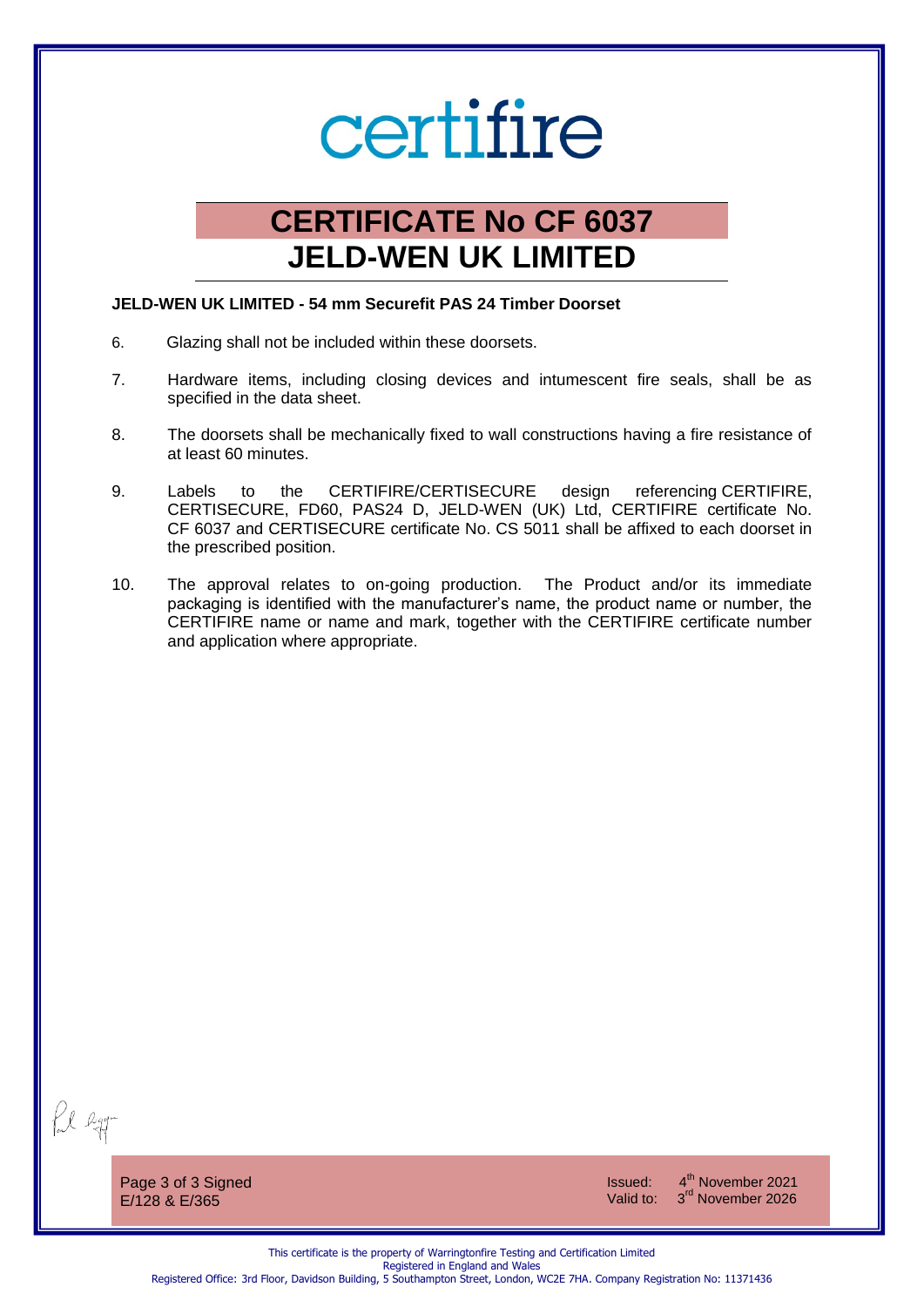# certifire

## CERTIFICATE No CF 6037
## JELD-WEN UK LIMITED

**JELD-WEN UK LIMITED - 54 mm Securefit PAS 24 Timber Doorset**

6. Glazing shall not be included within these doorsets.

7. Hardware items, including closing devices and intumescent fire seals, shall be as specified in the data sheet.

8. The doorsets shall be mechanically fixed to wall constructions having a fire resistance of at least 60 minutes.

9. Labels to the CERTIFIRE/CERTISECURE design referencing CERTIFIRE, CERTISECURE, FD60, PAS24 D, JELD-WEN (UK) Ltd, CERTIFIRE certificate No. CF 6037 and CERTISECURE certificate No. CS 5011 shall be affixed to each doorset in the prescribed position.

10. The approval relates to on-going production. The Product and/or its immediate packaging is identified with the manufacturer's name, the product name or number, the CERTIFIRE name or name and mark, together with the CERTIFIRE certificate number and application where appropriate.

Signed
E/128 & E/365

Issued: 4th November 2021
Valid to: 3rd November 2026

This certificate is the property of Warringtonfire Testing and Certification Limited
Registered in England and Wales
Registered Office: 3rd Floor, Davidson Building, 5 Southampton Street, London, WC2E 7HA. Company Registration No: 11371436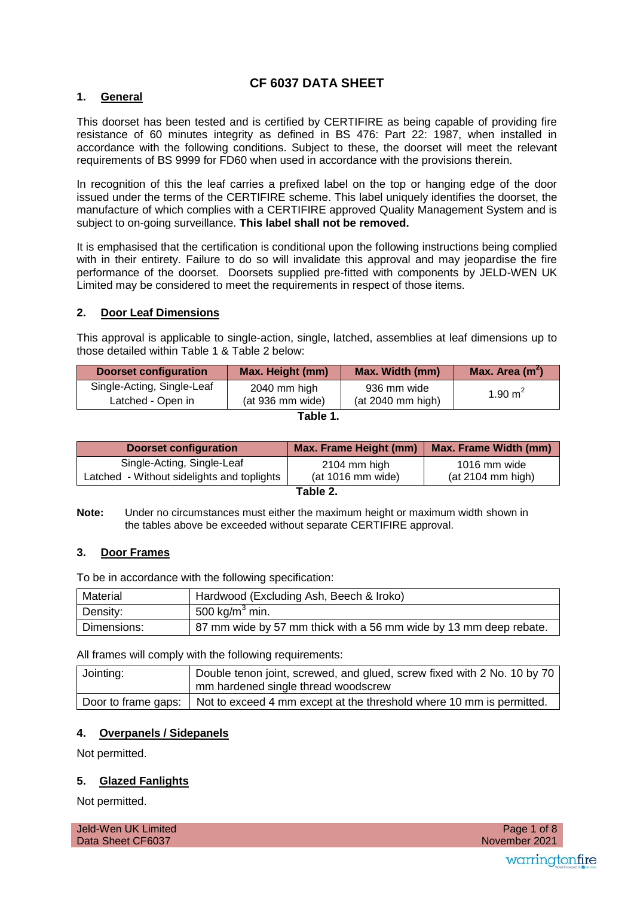# CF 6037 DATA SHEET

## 1. General

This doorset has been tested and is certified by CERTIFIRE as being capable of providing fire resistance of 60 minutes integrity as defined in BS 476: Part 22: 1987, when installed in accordance with the following conditions. Subject to these, the doorset will meet the relevant requirements of BS 9999 for FD60 when used in accordance with the provisions therein.

In recognition of this the leaf carries a prefixed label on the top or hanging edge of the door issued under the terms of the CERTIFIRE scheme. This label uniquely identifies the doorset, the manufacture of which complies with a CERTIFIRE approved Quality Management System and is subject to on-going surveillance. **This label shall not be removed.**

It is emphasised that the certification is conditional upon the following instructions being complied with in their entirety. Failure to do so will invalidate this approval and may jeopardise the fire performance of the doorset. Doorsets supplied pre-fitted with components by JELD-WEN UK Limited may be considered to meet the requirements in respect of those items.

## 2. Door Leaf Dimensions

This approval is applicable to single-action, single, latched, assemblies at leaf dimensions up to those detailed within Table 1 & Table 2 below:

| Doorset configuration | Max. Height (mm) | Max. Width (mm) | Max. Area ($m^2$) |
|---|---|---|---|
| Single-Acting, Single-Leaf Latched - Open in | 2040 mm high (at 936 mm wide) | 936 mm wide (at 2040 mm high) | 1.90 $m^2$ |

**Table 1.**

| Doorset configuration | Max. Frame Height (mm) | Max. Frame Width (mm) |
|---|---|---|
| Single-Acting, Single-Leaf Latched - Without sidelights and toplights | 2104 mm high (at 1016 mm wide) | 1016 mm wide (at 2104 mm high) |

**Table 2.**

**Note:** Under no circumstances must either the maximum height or maximum width shown in the tables above be exceeded without separate CERTIFIRE approval.

## 3. Door Frames

To be in accordance with the following specification:

| Material | Hardwood (Excluding Ash, Beech & Iroko) |
|---|---|
| Density: | 500 kg/$m^3$ min. |
| Dimensions: | 87 mm wide by 57 mm thick with a 56 mm wide by 13 mm deep rebate. |

All frames will comply with the following requirements:

| Jointing: | Double tenon joint, screwed, and glued, screw fixed with 2 No. 10 by 70 mm hardened single thread woodscrew |
|---|---|
| Door to frame gaps: | Not to exceed 4 mm except at the threshold where 10 mm is permitted. |

## 4. Overpanels / Sidepanels

Not permitted.

## 5. Glazed Fanlights

Not permitted.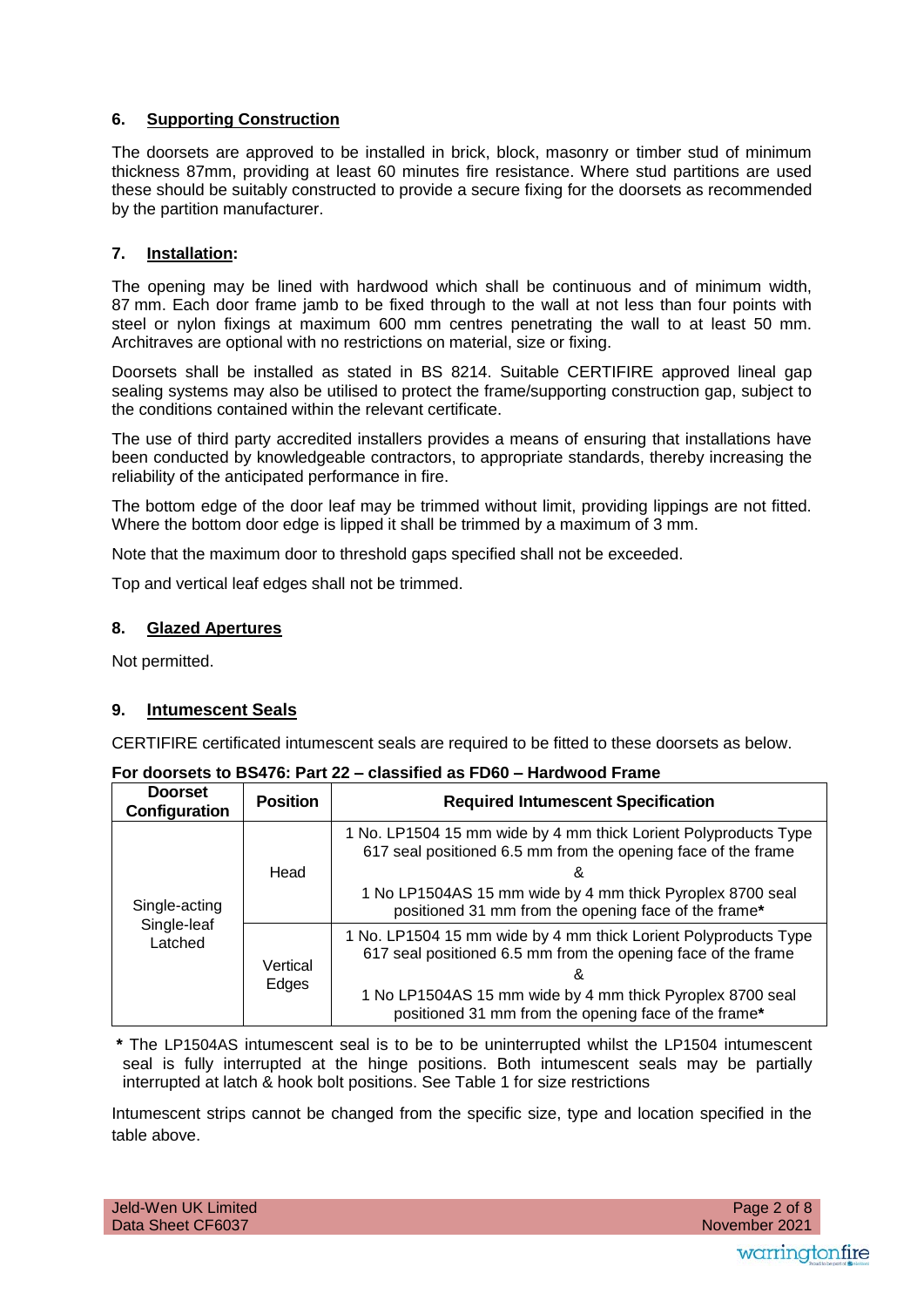## 6. Supporting Construction

The doorsets are approved to be installed in brick, block, masonry or timber stud of minimum thickness 87mm, providing at least 60 minutes fire resistance. Where stud partitions are used these should be suitably constructed to provide a secure fixing for the doorsets as recommended by the partition manufacturer.

## 7. Installation:

The opening may be lined with hardwood which shall be continuous and of minimum width, 87 mm. Each door frame jamb to be fixed through to the wall at not less than four points with steel or nylon fixings at maximum 600 mm centres penetrating the wall to at least 50 mm. Architraves are optional with no restrictions on material, size or fixing.

Doorsets shall be installed as stated in BS 8214. Suitable CERTIFIRE approved lineal gap sealing systems may also be utilised to protect the frame/supporting construction gap, subject to the conditions contained within the relevant certificate.

The use of third party accredited installers provides a means of ensuring that installations have been conducted by knowledgeable contractors, to appropriate standards, thereby increasing the reliability of the anticipated performance in fire.

The bottom edge of the door leaf may be trimmed without limit, providing lippings are not fitted. Where the bottom door edge is lipped it shall be trimmed by a maximum of 3 mm.

Note that the maximum door to threshold gaps specified shall not be exceeded.

Top and vertical leaf edges shall not be trimmed.

## 8. Glazed Apertures

Not permitted.

## 9. Intumescent Seals

CERTIFIRE certificated intumescent seals are required to be fitted to these doorsets as below.

**For doorsets to BS476: Part 22 – classified as FD60 – Hardwood Frame**

| Doorset Configuration | Position | Required Intumescent Specification |
|---|---|---|
| Single-acting Single-leaf Latched | Head | 1 No. LP1504 15 mm wide by 4 mm thick Lorient Polyproducts Type 617 seal positioned 6.5 mm from the opening face of the frame & 1 No LP1504AS 15 mm wide by 4 mm thick Pyroplex 8700 seal positioned 31 mm from the opening face of the frame* |
| | Vertical Edges | 1 No. LP1504 15 mm wide by 4 mm thick Lorient Polyproducts Type 617 seal positioned 6.5 mm from the opening face of the frame & 1 No LP1504AS 15 mm wide by 4 mm thick Pyroplex 8700 seal positioned 31 mm from the opening face of the frame* |

**\*** The LP1504AS intumescent seal is to be to be uninterrupted whilst the LP1504 intumescent seal is fully interrupted at the hinge positions. Both intumescent seals may be partially interrupted at latch & hook bolt positions. See Table 1 for size restrictions

Intumescent strips cannot be changed from the specific size, type and location specified in the table above.

Jeld-Wen UK Limited
Data Sheet CF6037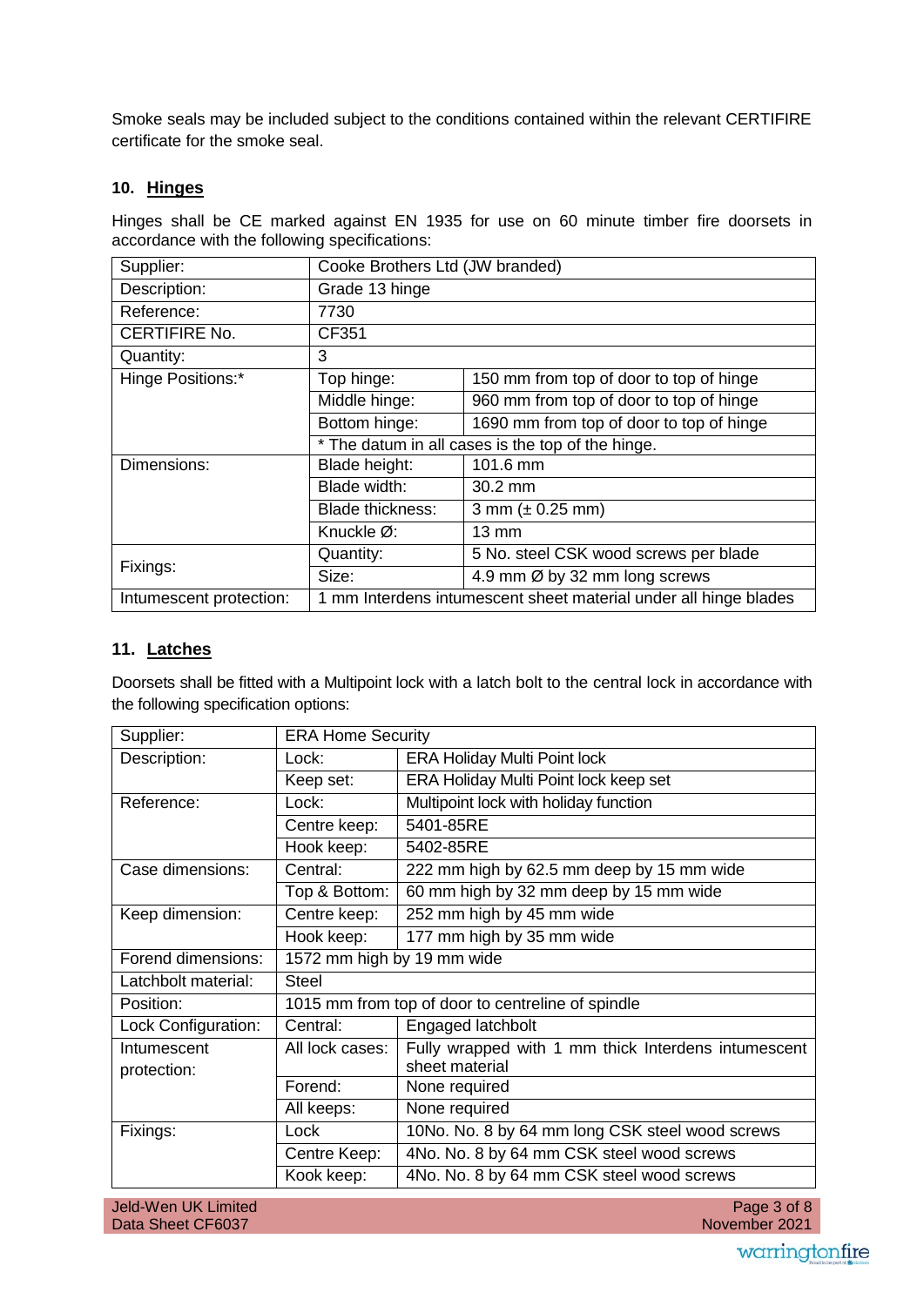Smoke seals may be included subject to the conditions contained within the relevant CERTIFIRE certificate for the smoke seal.

## 10. Hinges

Hinges shall be CE marked against EN 1935 for use on 60 minute timber fire doorsets in accordance with the following specifications:

| | | |
|---|---|---|
| Supplier: | Cooke Brothers Ltd (JW branded) | |
| Description: | Grade 13 hinge | |
| Reference: | 7730 | |
| CERTIFIRE No. | CF351 | |
| Quantity: | 3 | |
| Hinge Positions:* | Top hinge: | 150 mm from top of door to top of hinge |
| | Middle hinge: | 960 mm from top of door to top of hinge |
| | Bottom hinge: | 1690 mm from top of door to top of hinge |
| | * The datum in all cases is the top of the hinge. | |
| Dimensions: | Blade height: | 101.6 mm |
| | Blade width: | 30.2 mm |
| | Blade thickness: | 3 mm (± 0.25 mm) |
| | Knuckle Ø: | 13 mm |
| Fixings: | Quantity: | 5 No. steel CSK wood screws per blade |
| | Size: | 4.9 mm Ø by 32 mm long screws |
| Intumescent protection: | 1 mm Interdens intumescent sheet material under all hinge blades | |

## 11. Latches

Doorsets shall be fitted with a Multipoint lock with a latch bolt to the central lock in accordance with the following specification options:

| | | |
|---|---|---|
| Supplier: | ERA Home Security | |
| Description: | Lock: | ERA Holiday Multi Point lock |
| | Keep set: | ERA Holiday Multi Point lock keep set |
| Reference: | Lock: | Multipoint lock with holiday function |
| | Centre keep: | 5401-85RE |
| | Hook keep: | 5402-85RE |
| Case dimensions: | Central: | 222 mm high by 62.5 mm deep by 15 mm wide |
| | Top & Bottom: | 60 mm high by 32 mm deep by 15 mm wide |
| Keep dimension: | Centre keep: | 252 mm high by 45 mm wide |
| | Hook keep: | 177 mm high by 35 mm wide |
| Forend dimensions: | 1572 mm high by 19 mm wide | |
| Latchbolt material: | Steel | |
| Position: | 1015 mm from top of door to centreline of spindle | |
| Lock Configuration: | Central: | Engaged latchbolt |
| Intumescent protection: | All lock cases: | Fully wrapped with 1 mm thick Interdens intumescent sheet material |
| | Forend: | None required |
| | All keeps: | None required |
| Fixings: | Lock | 10No. No. 8 by 64 mm long CSK steel wood screws |
| | Centre Keep: | 4No. No. 8 by 64 mm CSK steel wood screws |
| | Kook keep: | 4No. No. 8 by 64 mm CSK steel wood screws |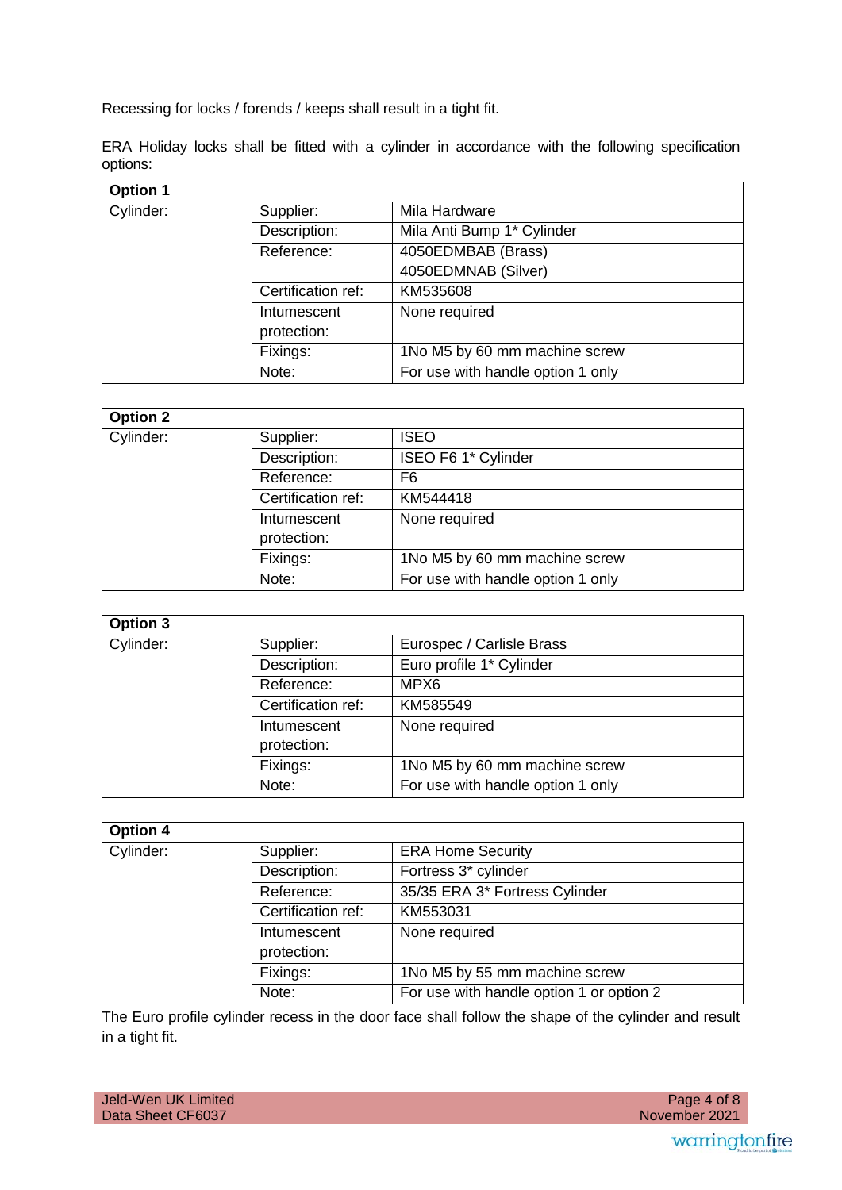Recessing for locks / forends / keeps shall result in a tight fit.

ERA Holiday locks shall be fitted with a cylinder in accordance with the following specification options:

| **Option 1** | | |
|---|---|---|
| Cylinder: | Supplier: | Mila Hardware |
| | Description: | Mila Anti Bump 1* Cylinder |
| | Reference: | 4050EDMBAB (Brass)<br>4050EDMNAB (Silver) |
| | Certification ref: | KM535608 |
| | Intumescent protection: | None required |
| | Fixings: | 1No M5 by 60 mm machine screw |
| | Note: | For use with handle option 1 only |

| **Option 2** | | |
|---|---|---|
| Cylinder: | Supplier: | ISEO |
| | Description: | ISEO F6 1* Cylinder |
| | Reference: | F6 |
| | Certification ref: | KM544418 |
| | Intumescent protection: | None required |
| | Fixings: | 1No M5 by 60 mm machine screw |
| | Note: | For use with handle option 1 only |

| **Option 3** | | |
|---|---|---|
| Cylinder: | Supplier: | Eurospec / Carlisle Brass |
| | Description: | Euro profile 1* Cylinder |
| | Reference: | MPX6 |
| | Certification ref: | KM585549 |
| | Intumescent protection: | None required |
| | Fixings: | 1No M5 by 60 mm machine screw |
| | Note: | For use with handle option 1 only |

| **Option 4** | | |
|---|---|---|
| Cylinder: | Supplier: | ERA Home Security |
| | Description: | Fortress 3* cylinder |
| | Reference: | 35/35 ERA 3* Fortress Cylinder |
| | Certification ref: | KM553031 |
| | Intumescent protection: | None required |
| | Fixings: | 1No M5 by 55 mm machine screw |
| | Note: | For use with handle option 1 or option 2 |

The Euro profile cylinder recess in the door face shall follow the shape of the cylinder and result in a tight fit.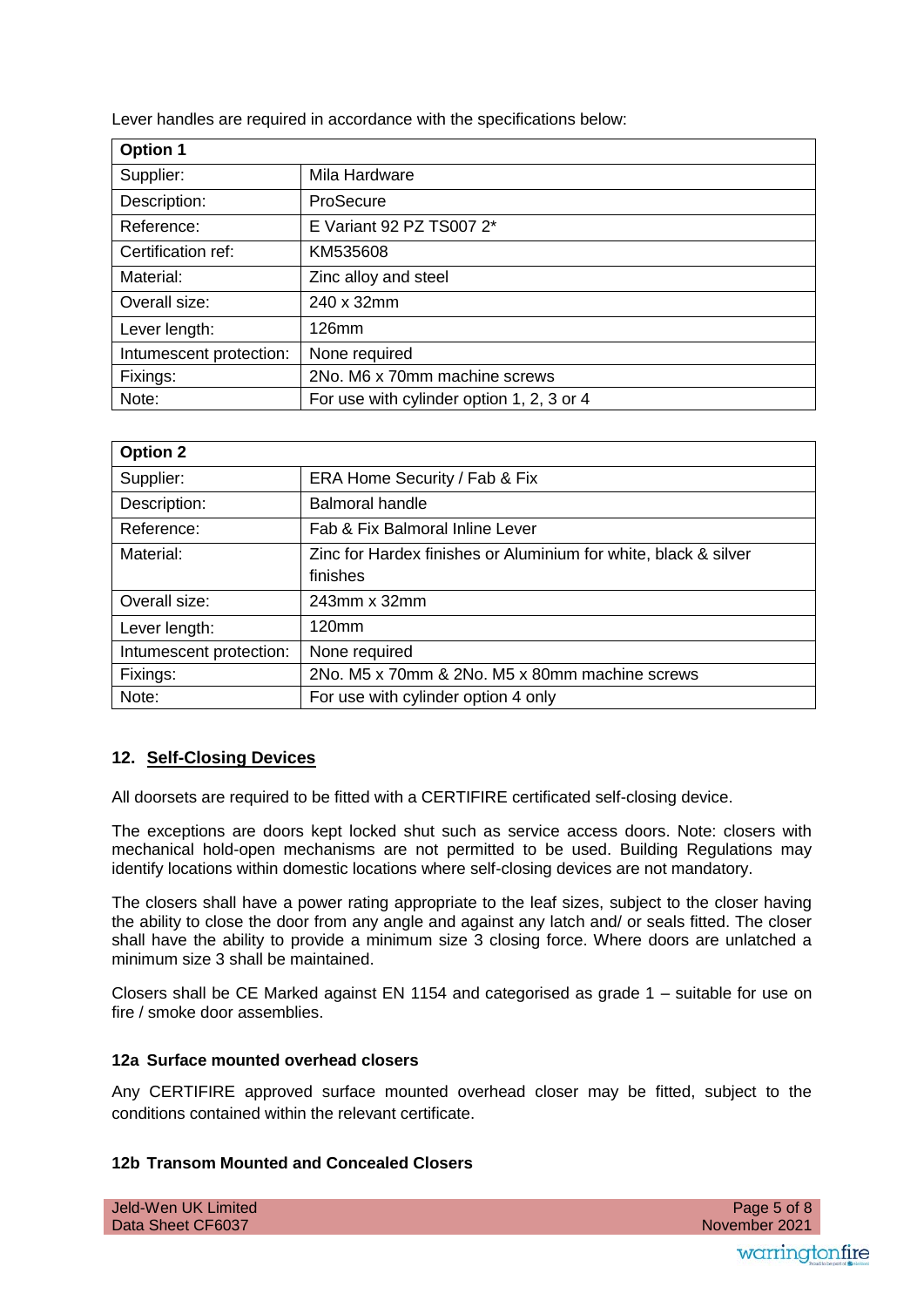Lever handles are required in accordance with the specifications below:

| **Option 1** | |
|---|---|
| Supplier: | Mila Hardware |
| Description: | ProSecure |
| Reference: | E Variant 92 PZ TS007 2* |
| Certification ref: | KM535608 |
| Material: | Zinc alloy and steel |
| Overall size: | 240 x 32mm |
| Lever length: | 126mm |
| Intumescent protection: | None required |
| Fixings: | 2No. M6 x 70mm machine screws |
| Note: | For use with cylinder option 1, 2, 3 or 4 |

| **Option 2** | |
|---|---|
| Supplier: | ERA Home Security / Fab & Fix |
| Description: | Balmoral handle |
| Reference: | Fab & Fix Balmoral Inline Lever |
| Material: | Zinc for Hardex finishes or Aluminium for white, black & silver finishes |
| Overall size: | 243mm x 32mm |
| Lever length: | 120mm |
| Intumescent protection: | None required |
| Fixings: | 2No. M5 x 70mm & 2No. M5 x 80mm machine screws |
| Note: | For use with cylinder option 4 only |

## 12. Self-Closing Devices

All doorsets are required to be fitted with a CERTIFIRE certificated self-closing device.

The exceptions are doors kept locked shut such as service access doors. Note: closers with mechanical hold-open mechanisms are not permitted to be used. Building Regulations may identify locations within domestic locations where self-closing devices are not mandatory.

The closers shall have a power rating appropriate to the leaf sizes, subject to the closer having the ability to close the door from any angle and against any latch and/ or seals fitted. The closer shall have the ability to provide a minimum size 3 closing force. Where doors are unlatched a minimum size 3 shall be maintained.

Closers shall be CE Marked against EN 1154 and categorised as grade 1 – suitable for use on fire / smoke door assemblies.

### 12a Surface mounted overhead closers

Any CERTIFIRE approved surface mounted overhead closer may be fitted, subject to the conditions contained within the relevant certificate.

### 12b Transom Mounted and Concealed Closers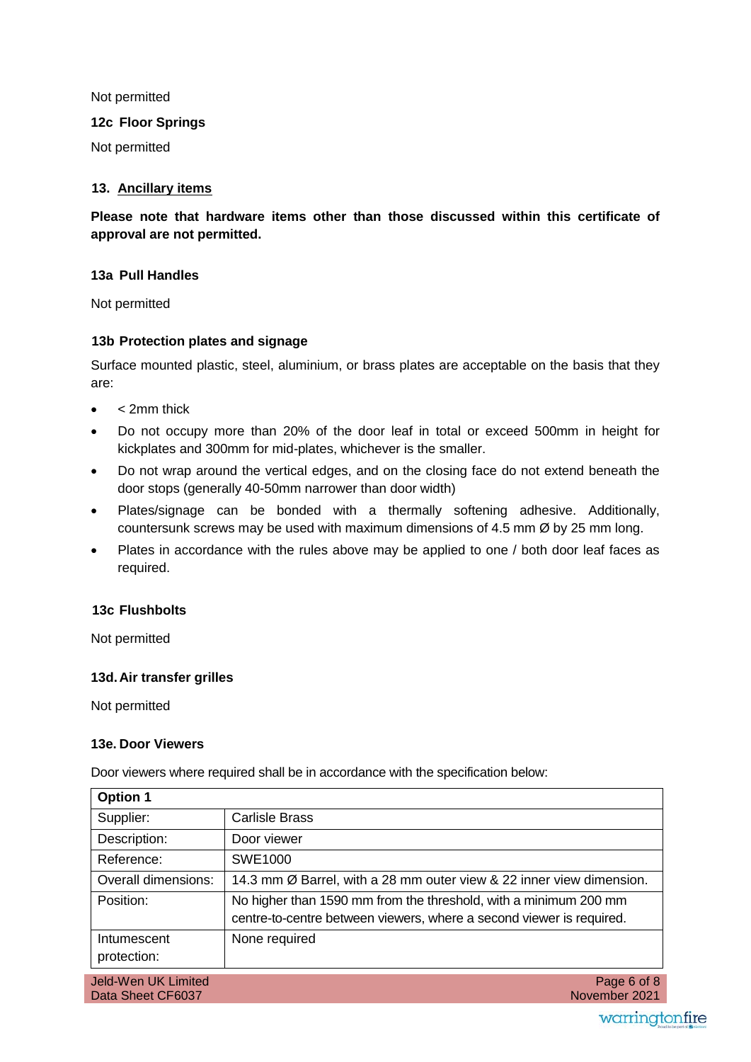Not permitted

### 12c Floor Springs

Not permitted

## 13. Ancillary items

**Please note that hardware items other than those discussed within this certificate of approval are not permitted.**

### 13a Pull Handles

Not permitted

### 13b Protection plates and signage

Surface mounted plastic, steel, aluminium, or brass plates are acceptable on the basis that they are:

- < 2mm thick
- Do not occupy more than 20% of the door leaf in total or exceed 500mm in height for kickplates and 300mm for mid-plates, whichever is the smaller.
- Do not wrap around the vertical edges, and on the closing face do not extend beneath the door stops (generally 40-50mm narrower than door width)
- Plates/signage can be bonded with a thermally softening adhesive. Additionally, countersunk screws may be used with maximum dimensions of 4.5 mm Ø by 25 mm long.
- Plates in accordance with the rules above may be applied to one / both door leaf faces as required.

### 13c Flushbolts

Not permitted

### 13d. Air transfer grilles

Not permitted

### 13e. Door Viewers

Door viewers where required shall be in accordance with the specification below:

| **Option 1** | |
|---|---|
| Supplier: | Carlisle Brass |
| Description: | Door viewer |
| Reference: | SWE1000 |
| Overall dimensions: | 14.3 mm Ø Barrel, with a 28 mm outer view & 22 inner view dimension. |
| Position: | No higher than 1590 mm from the threshold, with a minimum 200 mm centre-to-centre between viewers, where a second viewer is required. |
| Intumescent protection: | None required |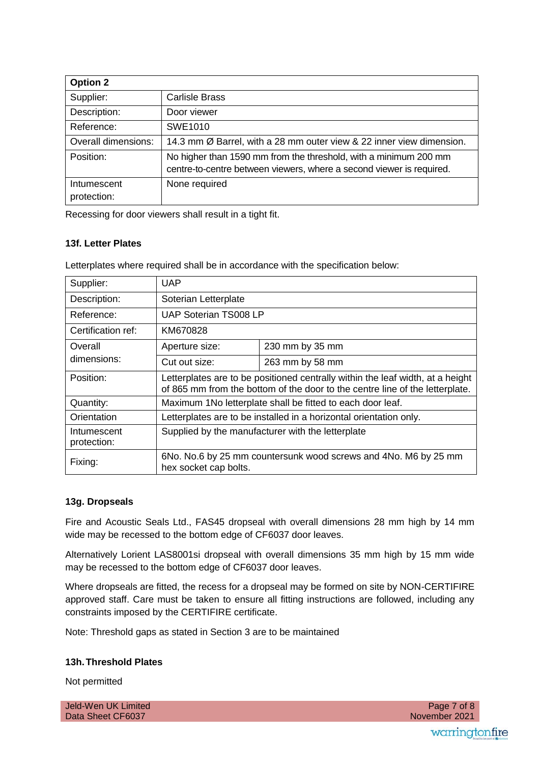| Option 2 | |
|---|---|
| Supplier: | Carlisle Brass |
| Description: | Door viewer |
| Reference: | SWE1010 |
| Overall dimensions: | 14.3 mm Ø Barrel, with a 28 mm outer view & 22 inner view dimension. |
| Position: | No higher than 1590 mm from the threshold, with a minimum 200 mm centre-to-centre between viewers, where a second viewer is required. |
| Intumescent protection: | None required |

Recessing for door viewers shall result in a tight fit.

### 13f. Letter Plates

Letterplates where required shall be in accordance with the specification below:

| Supplier: | UAP | |
|---|---|---|
| Description: | Soterian Letterplate | |
| Reference: | UAP Soterian TS008 LP | |
| Certification ref: | KM670828 | |
| Overall dimensions: | Aperture size: | 230 mm by 35 mm |
| | Cut out size: | 263 mm by 58 mm |
| Position: | Letterplates are to be positioned centrally within the leaf width, at a height of 865 mm from the bottom of the door to the centre line of the letterplate. | |
| Quantity: | Maximum 1No letterplate shall be fitted to each door leaf. | |
| Orientation | Letterplates are to be installed in a horizontal orientation only. | |
| Intumescent protection: | Supplied by the manufacturer with the letterplate | |
| Fixing: | 6No. No.6 by 25 mm countersunk wood screws and 4No. M6 by 25 mm hex socket cap bolts. | |

### 13g. Dropseals

Fire and Acoustic Seals Ltd., FAS45 dropseal with overall dimensions 28 mm high by 14 mm wide may be recessed to the bottom edge of CF6037 door leaves.

Alternatively Lorient LAS8001si dropseal with overall dimensions 35 mm high by 15 mm wide may be recessed to the bottom edge of CF6037 door leaves.

Where dropseals are fitted, the recess for a dropseal may be formed on site by NON-CERTIFIRE approved staff. Care must be taken to ensure all fitting instructions are followed, including any constraints imposed by the CERTIFIRE certificate.

Note: Threshold gaps as stated in Section 3 are to be maintained

### 13h. Threshold Plates

Not permitted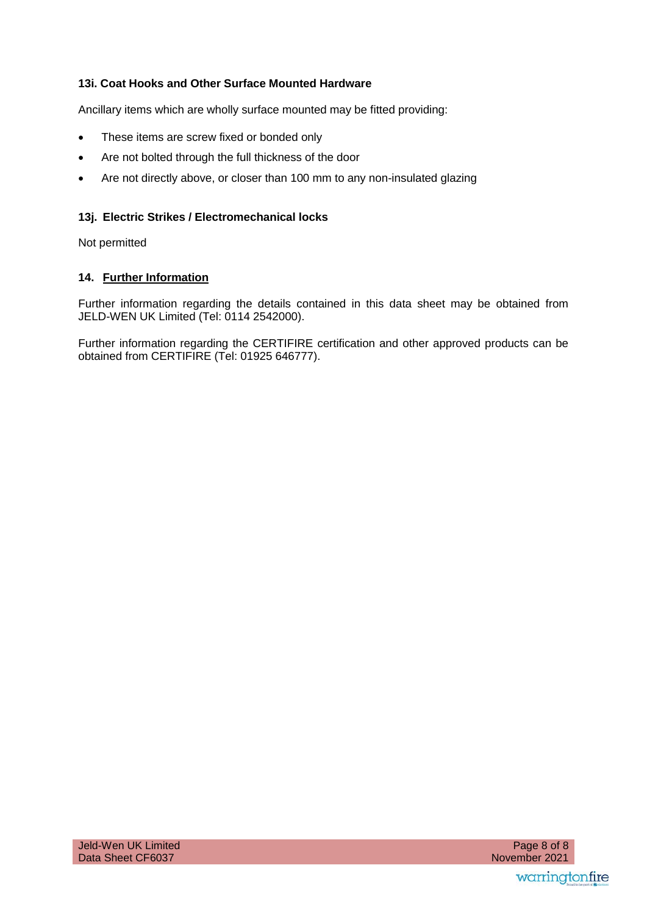### 13i. Coat Hooks and Other Surface Mounted Hardware

Ancillary items which are wholly surface mounted may be fitted providing:

- These items are screw fixed or bonded only
- Are not bolted through the full thickness of the door
- Are not directly above, or closer than 100 mm to any non-insulated glazing

### 13j. Electric Strikes / Electromechanical locks

Not permitted

## 14. Further Information

Further information regarding the details contained in this data sheet may be obtained from JELD-WEN UK Limited (Tel: 0114 2542000).

Further information regarding the CERTIFIRE certification and other approved products can be obtained from CERTIFIRE (Tel: 01925 646777).